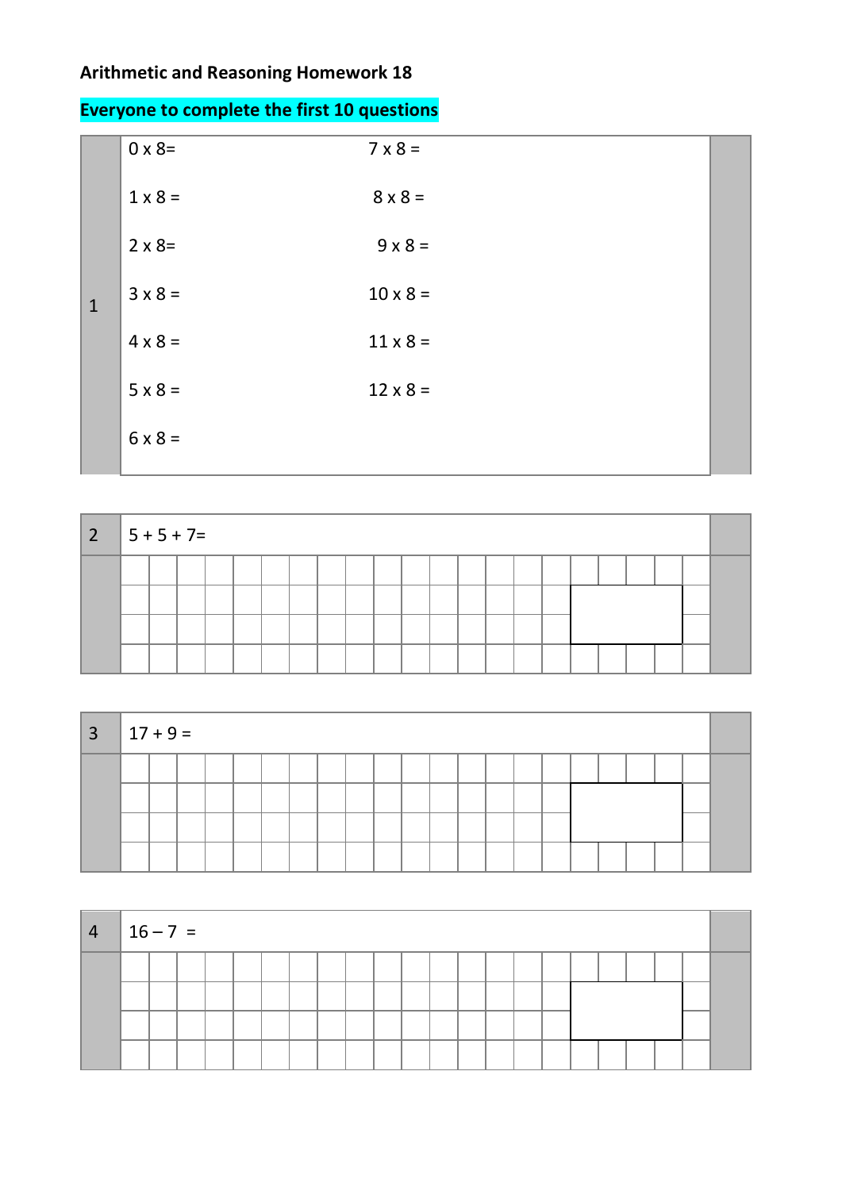**Arithmetic and Reasoning Homework 18**

**Everyone to complete the first 10 questions**

**1**

| | |
|---|---|
| 0 x 8= | 7 x 8 = |
| 1 x 8 = | 8 x 8 = |
| 2 x 8= | 9 x 8 = |
| 3 x 8 = | 10 x 8 = |
| 4 x 8 = | 11 x 8 = |
| 5 x 8 = | 12 x 8 = |
| 6 x 8 = | |

**2** 5 + 5 + 7=

**3** 17 + 9 =

**4** 16 – 7 =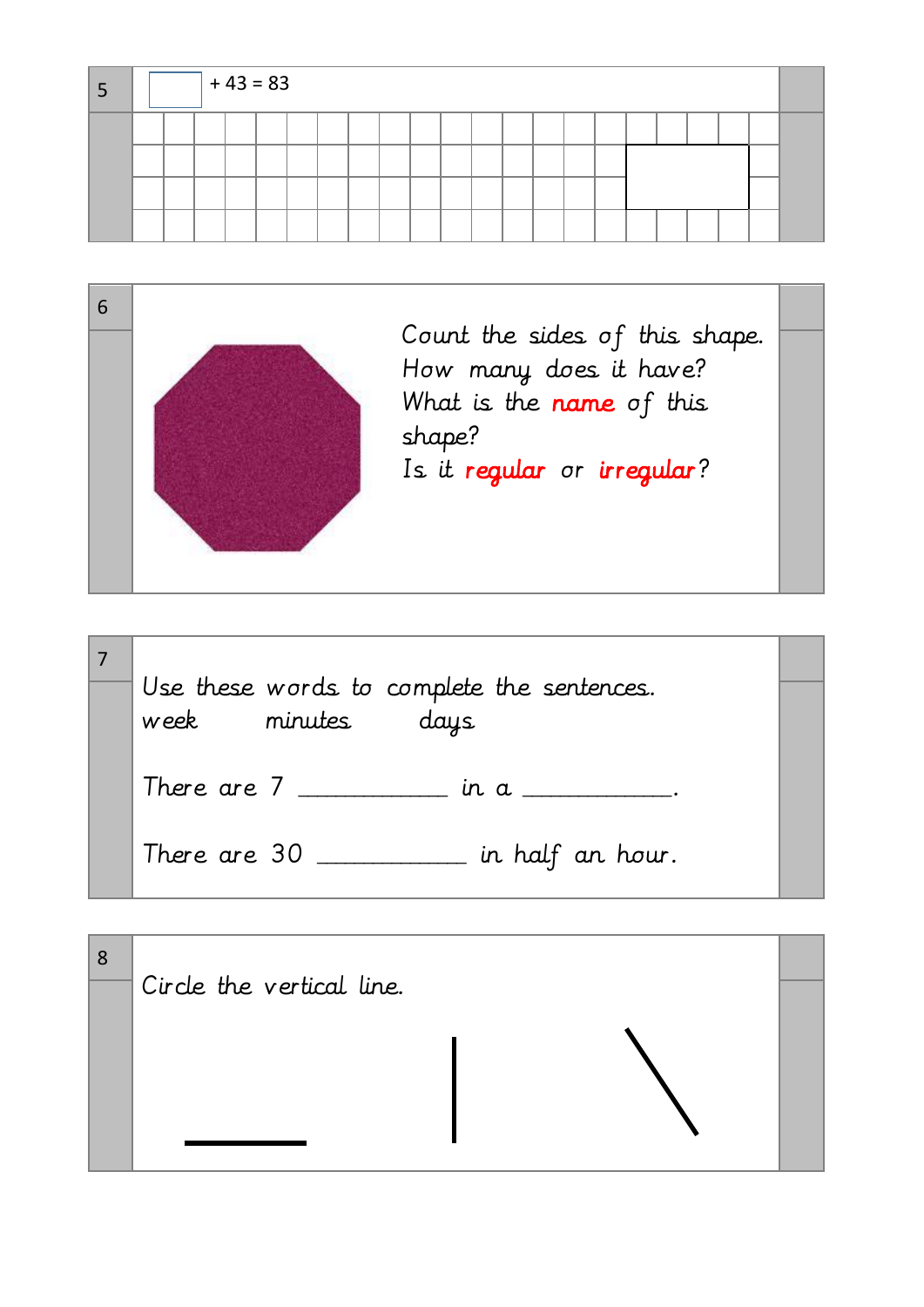5

☐ + 43 = 83

6

Count the sides of this shape.
How many does it have?
What is the **name** of this shape?
Is it **regular** or **irregular**?

7

Use these words to complete the sentences.

week      minutes      days

There are 7 ___________ in a ___________.

There are 30 ___________ in half an hour.

8

Circle the vertical line.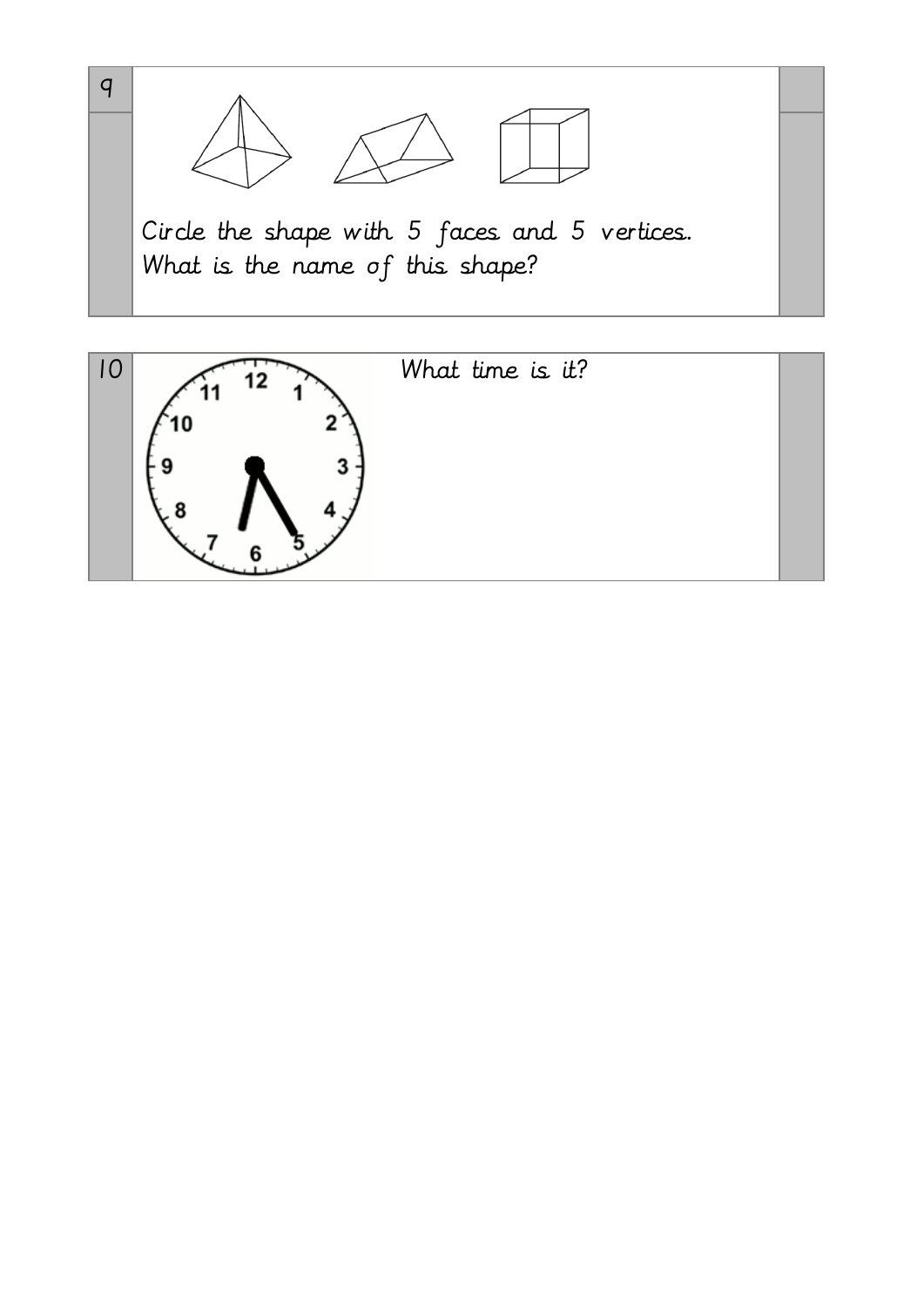9

Circle the shape with 5 faces and 5 vertices.
What is the name of this shape?

10

What time is it?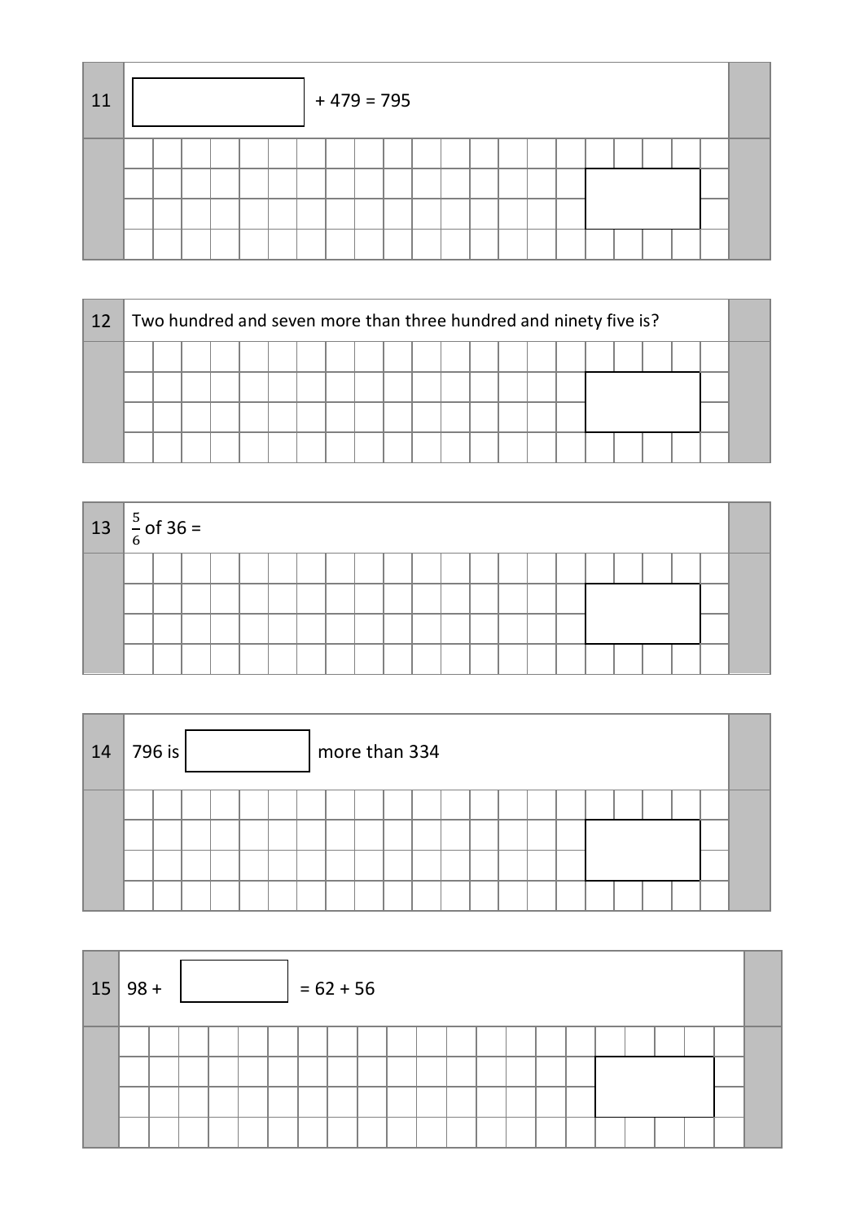**11** $\square + 479 = 795$

**12** Two hundred and seven more than three hundred and ninety five is?

**13** $\frac{5}{6}$ of 36 =

**14** 796 is $\square$ more than 334

**15** $98 + \square = 62 + 56$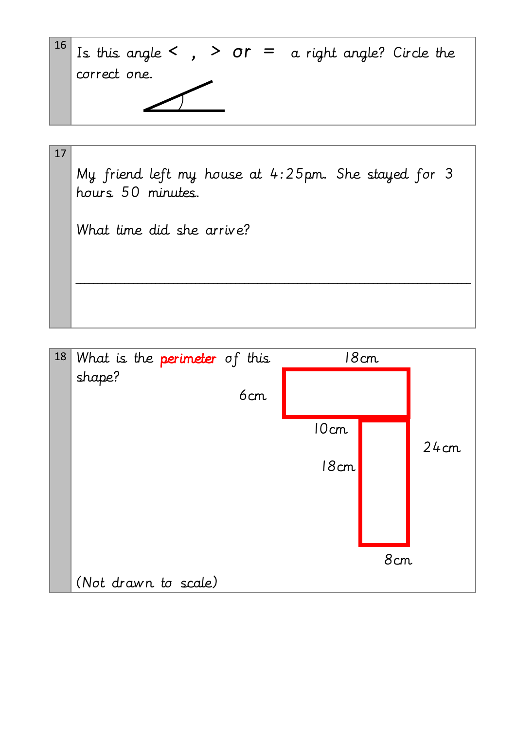**16** Is this angle < , > or = a right angle? Circle the correct one.

**17** My friend left my house at 4:25pm. She stayed for 3 hours 50 minutes.

What time did she arrive?

___________________________________________

**18** What is the **perimeter** of this shape?

18cm

6cm

10cm

18cm

24cm

8cm

(Not drawn to scale)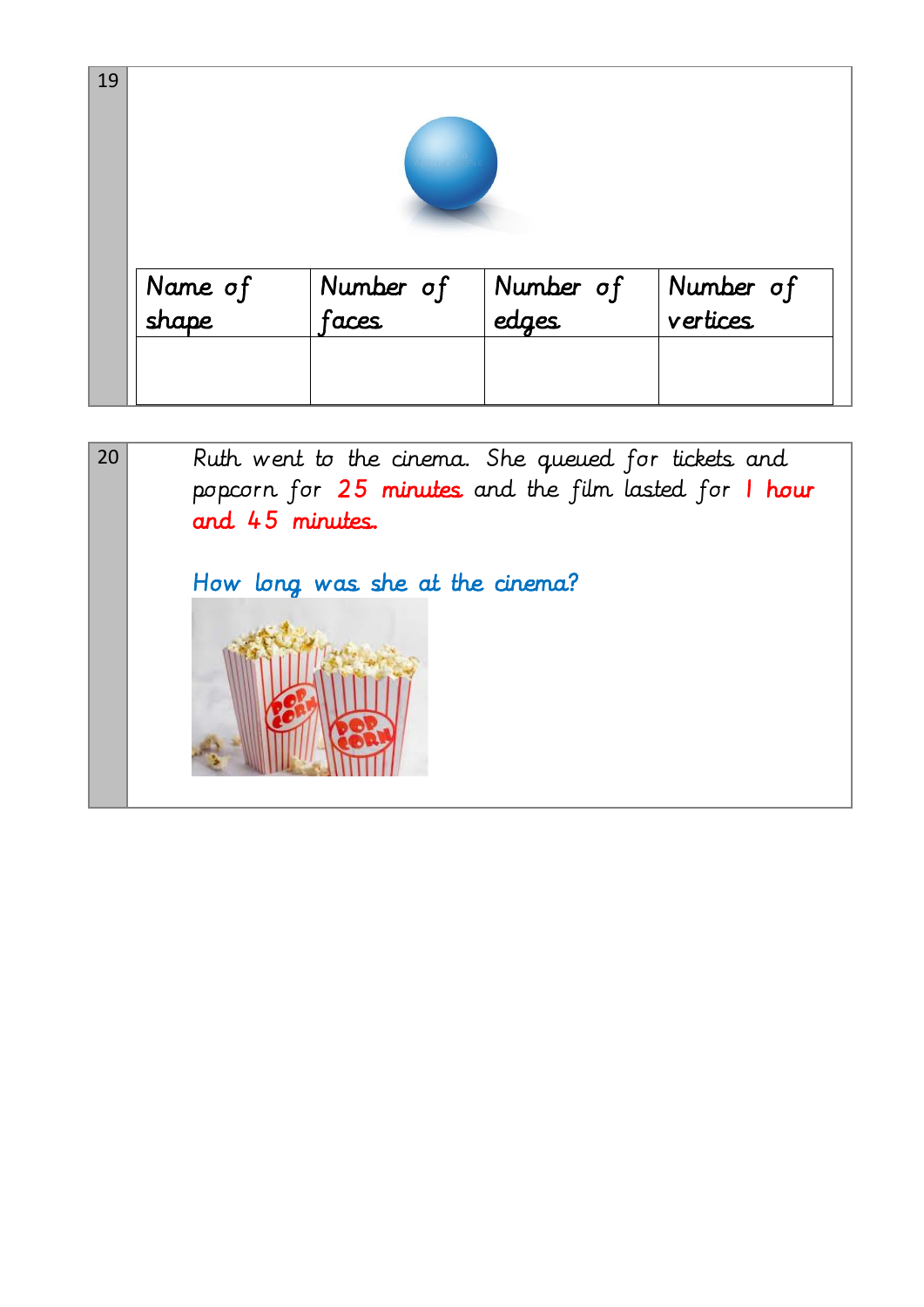19

| Name of shape | Number of faces | Number of edges | Number of vertices |
| --- | --- | --- | --- |
| | | | |

20

Ruth went to the cinema. She queued for tickets and popcorn for 25 minutes and the film lasted for 1 hour and 45 minutes.

How long was she at the cinema?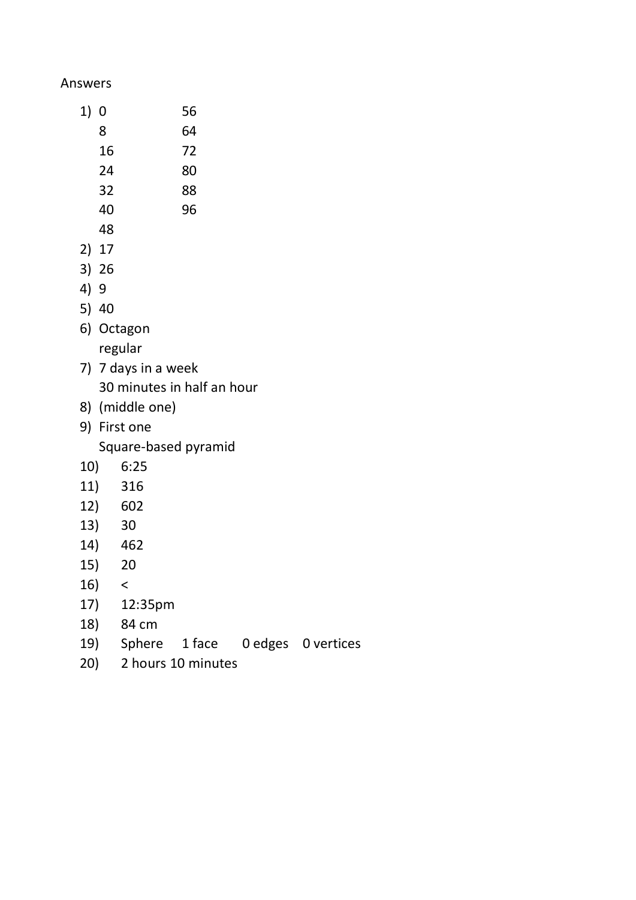Answers

1) 0, 8, 16, 24, 32, 40, 48, 56, 64, 72, 80, 88, 96

| | |
|---|---|
| 0 | 56 |
| 8 | 64 |
| 16 | 72 |
| 24 | 80 |
| 32 | 88 |
| 40 | 96 |
| 48 | |

2) 17
3) 26
4) 9
5) 40
6) Octagon
   regular
7) 7 days in a week
   30 minutes in half an hour
8) (middle one)
9) First one
   Square-based pyramid
10) 6:25
11) 316
12) 602
13) 30
14) 462
15) 20
16) <
17) 12:35pm
18) 84 cm
19) Sphere 1 face 0 edges 0 vertices
20) 2 hours 10 minutes